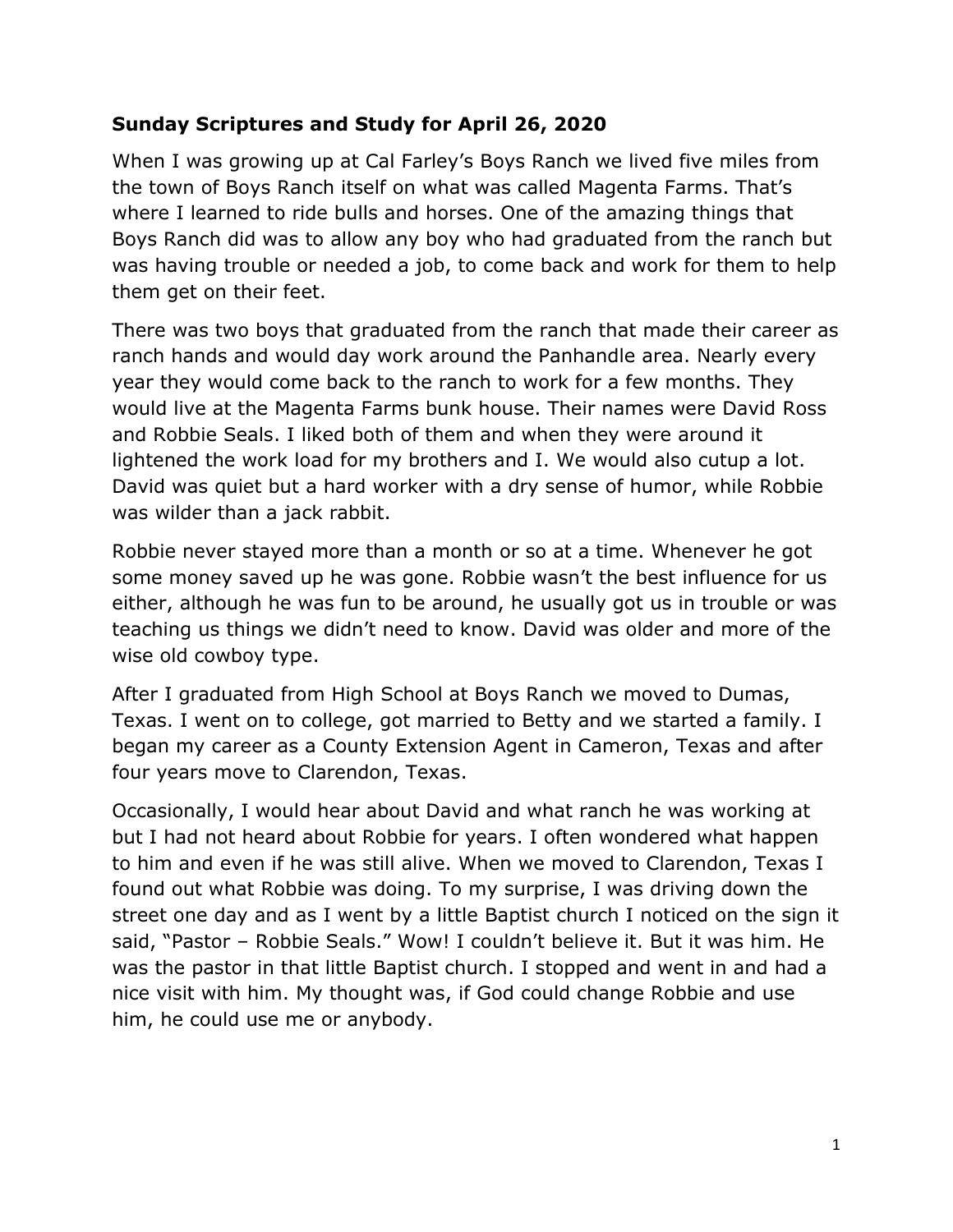**Sunday Scriptures and Study for April 26, 2020**

When I was growing up at Cal Farley's Boys Ranch we lived five miles from the town of Boys Ranch itself on what was called Magenta Farms. That's where I learned to ride bulls and horses. One of the amazing things that Boys Ranch did was to allow any boy who had graduated from the ranch but was having trouble or needed a job, to come back and work for them to help them get on their feet.

There was two boys that graduated from the ranch that made their career as ranch hands and would day work around the Panhandle area. Nearly every year they would come back to the ranch to work for a few months. They would live at the Magenta Farms bunk house. Their names were David Ross and Robbie Seals. I liked both of them and when they were around it lightened the work load for my brothers and I. We would also cutup a lot. David was quiet but a hard worker with a dry sense of humor, while Robbie was wilder than a jack rabbit.

Robbie never stayed more than a month or so at a time. Whenever he got some money saved up he was gone. Robbie wasn't the best influence for us either, although he was fun to be around, he usually got us in trouble or was teaching us things we didn't need to know. David was older and more of the wise old cowboy type.

After I graduated from High School at Boys Ranch we moved to Dumas, Texas. I went on to college, got married to Betty and we started a family. I began my career as a County Extension Agent in Cameron, Texas and after four years move to Clarendon, Texas.

Occasionally, I would hear about David and what ranch he was working at but I had not heard about Robbie for years. I often wondered what happen to him and even if he was still alive. When we moved to Clarendon, Texas I found out what Robbie was doing. To my surprise, I was driving down the street one day and as I went by a little Baptist church I noticed on the sign it said, "Pastor – Robbie Seals." Wow! I couldn't believe it. But it was him. He was the pastor in that little Baptist church. I stopped and went in and had a nice visit with him. My thought was, if God could change Robbie and use him, he could use me or anybody.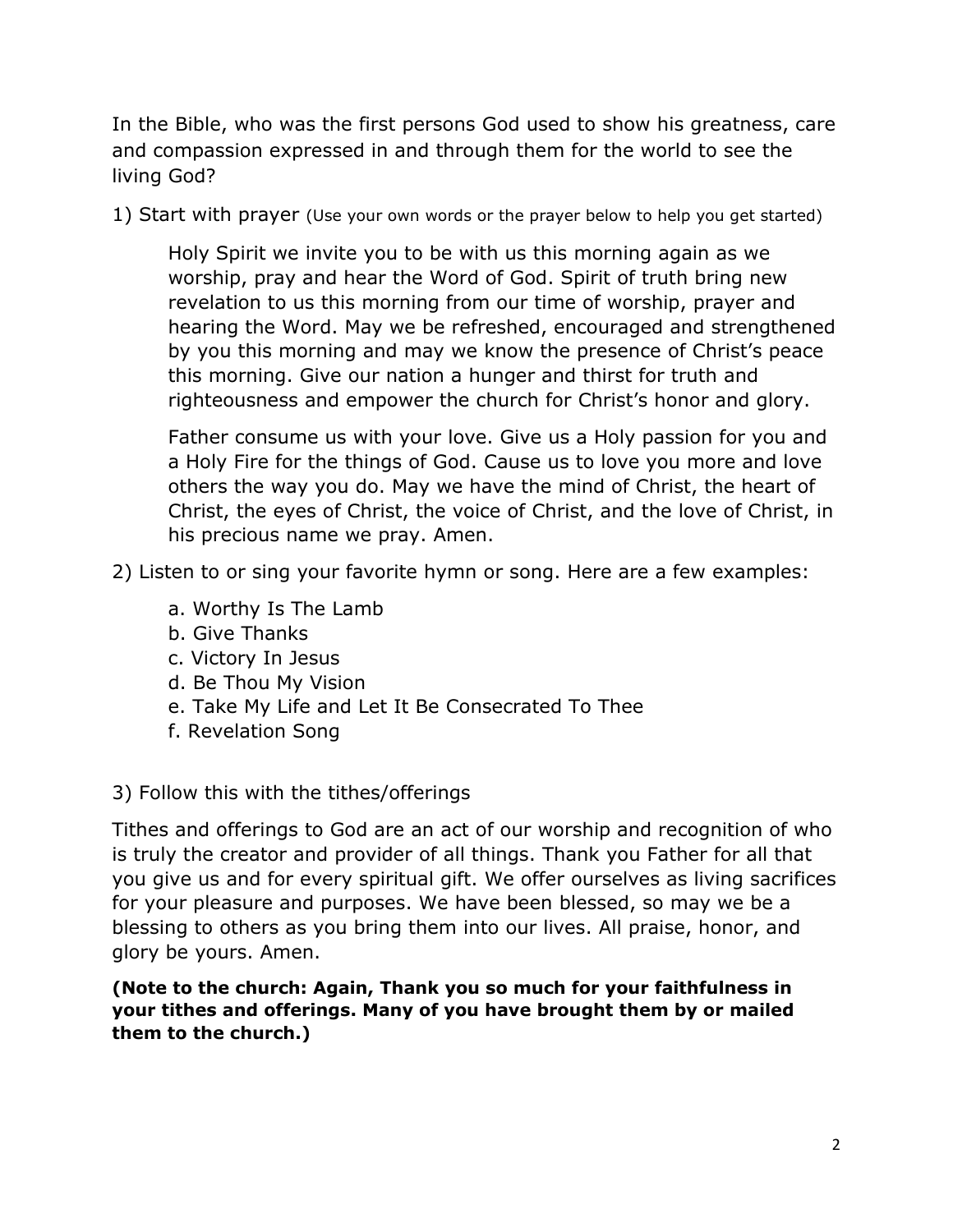In the Bible, who was the first persons God used to show his greatness, care and compassion expressed in and through them for the world to see the living God?

1) Start with prayer (Use your own words or the prayer below to help you get started)

> Holy Spirit we invite you to be with us this morning again as we worship, pray and hear the Word of God. Spirit of truth bring new revelation to us this morning from our time of worship, prayer and hearing the Word. May we be refreshed, encouraged and strengthened by you this morning and may we know the presence of Christ's peace this morning. Give our nation a hunger and thirst for truth and righteousness and empower the church for Christ's honor and glory.
>
> Father consume us with your love. Give us a Holy passion for you and a Holy Fire for the things of God. Cause us to love you more and love others the way you do. May we have the mind of Christ, the heart of Christ, the eyes of Christ, the voice of Christ, and the love of Christ, in his precious name we pray. Amen.

2) Listen to or sing your favorite hymn or song. Here are a few examples:

- a. Worthy Is The Lamb
- b. Give Thanks
- c. Victory In Jesus
- d. Be Thou My Vision
- e. Take My Life and Let It Be Consecrated To Thee
- f. Revelation Song

3) Follow this with the tithes/offerings

Tithes and offerings to God are an act of our worship and recognition of who is truly the creator and provider of all things. Thank you Father for all that you give us and for every spiritual gift. We offer ourselves as living sacrifices for your pleasure and purposes. We have been blessed, so may we be a blessing to others as you bring them into our lives. All praise, honor, and glory be yours. Amen.

**(Note to the church: Again, Thank you so much for your faithfulness in your tithes and offerings. Many of you have brought them by or mailed them to the church.)**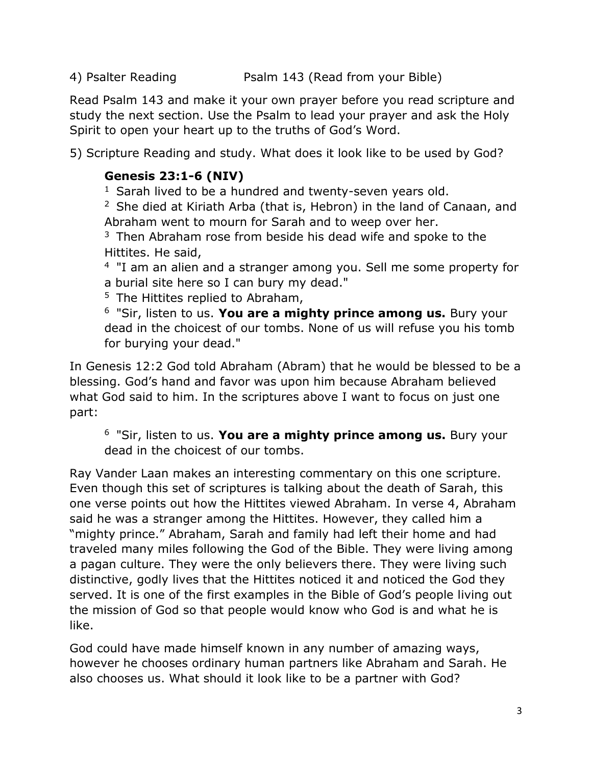4) Psalter Reading Psalm 143 (Read from your Bible)

Read Psalm 143 and make it your own prayer before you read scripture and study the next section. Use the Psalm to lead your prayer and ask the Holy Spirit to open your heart up to the truths of God's Word.

5) Scripture Reading and study. What does it look like to be used by God?

> **Genesis 23:1-6 (NIV)**
>
> 1 Sarah lived to be a hundred and twenty-seven years old.
>
> 2 She died at Kiriath Arba (that is, Hebron) in the land of Canaan, and Abraham went to mourn for Sarah and to weep over her.
>
> 3 Then Abraham rose from beside his dead wife and spoke to the Hittites. He said,
>
> 4 "I am an alien and a stranger among you. Sell me some property for a burial site here so I can bury my dead."
>
> 5 The Hittites replied to Abraham,
>
> 6 "Sir, listen to us. **You are a mighty prince among us.** Bury your dead in the choicest of our tombs. None of us will refuse you his tomb for burying your dead."

In Genesis 12:2 God told Abraham (Abram) that he would be blessed to be a blessing. God's hand and favor was upon him because Abraham believed what God said to him. In the scriptures above I want to focus on just one part:

> 6 "Sir, listen to us. **You are a mighty prince among us.** Bury your dead in the choicest of our tombs.

Ray Vander Laan makes an interesting commentary on this one scripture. Even though this set of scriptures is talking about the death of Sarah, this one verse points out how the Hittites viewed Abraham. In verse 4, Abraham said he was a stranger among the Hittites. However, they called him a "mighty prince." Abraham, Sarah and family had left their home and had traveled many miles following the God of the Bible. They were living among a pagan culture. They were the only believers there. They were living such distinctive, godly lives that the Hittites noticed it and noticed the God they served. It is one of the first examples in the Bible of God's people living out the mission of God so that people would know who God is and what he is like.

God could have made himself known in any number of amazing ways, however he chooses ordinary human partners like Abraham and Sarah. He also chooses us. What should it look like to be a partner with God?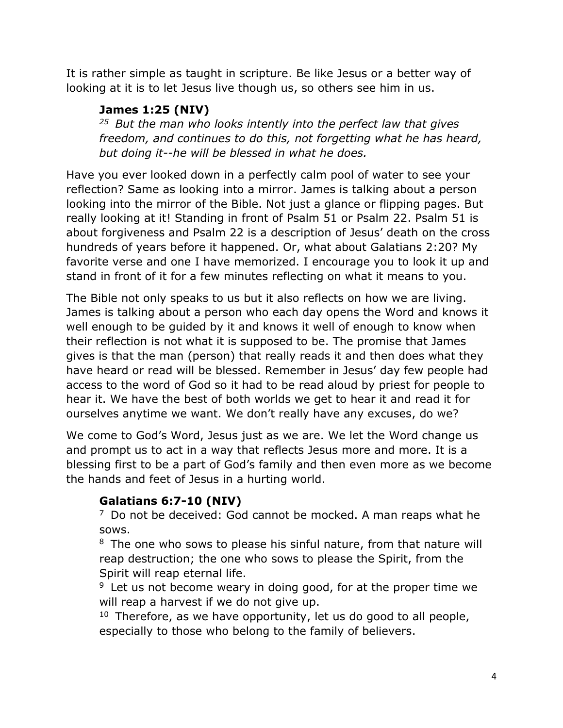It is rather simple as taught in scripture. Be like Jesus or a better way of looking at it is to let Jesus live though us, so others see him in us.

> **James 1:25 (NIV)**
> [25] *But the man who looks intently into the perfect law that gives freedom, and continues to do this, not forgetting what he has heard, but doing it--he will be blessed in what he does.*

Have you ever looked down in a perfectly calm pool of water to see your reflection? Same as looking into a mirror. James is talking about a person looking into the mirror of the Bible. Not just a glance or flipping pages. But really looking at it! Standing in front of Psalm 51 or Psalm 22. Psalm 51 is about forgiveness and Psalm 22 is a description of Jesus' death on the cross hundreds of years before it happened. Or, what about Galatians 2:20? My favorite verse and one I have memorized. I encourage you to look it up and stand in front of it for a few minutes reflecting on what it means to you.

The Bible not only speaks to us but it also reflects on how we are living. James is talking about a person who each day opens the Word and knows it well enough to be guided by it and knows it well of enough to know when their reflection is not what it is supposed to be. The promise that James gives is that the man (person) that really reads it and then does what they have heard or read will be blessed. Remember in Jesus' day few people had access to the word of God so it had to be read aloud by priest for people to hear it. We have the best of both worlds we get to hear it and read it for ourselves anytime we want. We don't really have any excuses, do we?

We come to God's Word, Jesus just as we are. We let the Word change us and prompt us to act in a way that reflects Jesus more and more. It is a blessing first to be a part of God's family and then even more as we become the hands and feet of Jesus in a hurting world.

> **Galatians 6:7-10 (NIV)**
> [7] Do not be deceived: God cannot be mocked. A man reaps what he sows.
> [8] The one who sows to please his sinful nature, from that nature will reap destruction; the one who sows to please the Spirit, from the Spirit will reap eternal life.
> [9] Let us not become weary in doing good, for at the proper time we will reap a harvest if we do not give up.
> [10] Therefore, as we have opportunity, let us do good to all people, especially to those who belong to the family of believers.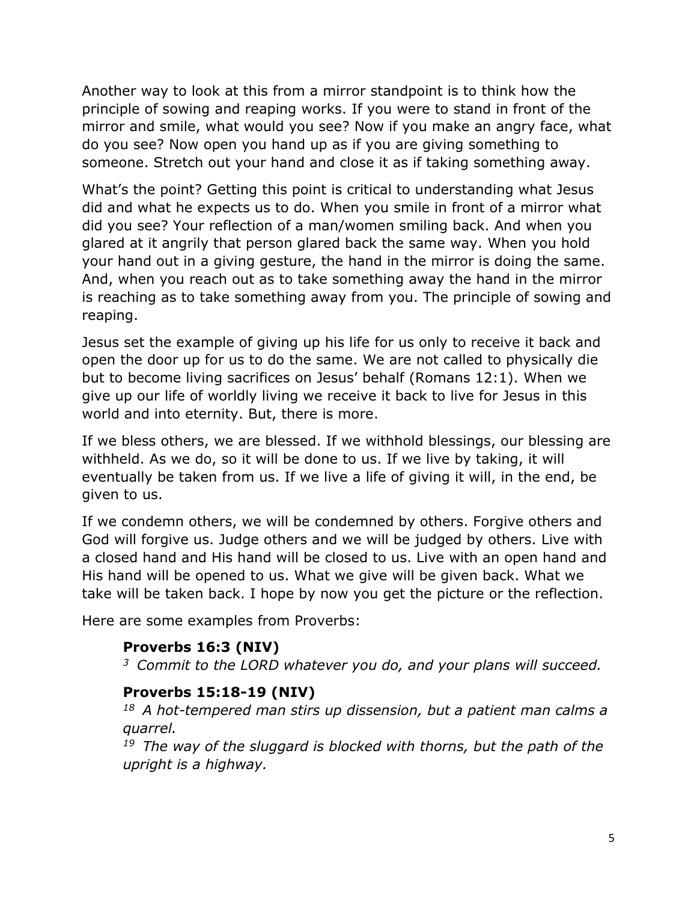Another way to look at this from a mirror standpoint is to think how the principle of sowing and reaping works. If you were to stand in front of the mirror and smile, what would you see? Now if you make an angry face, what do you see? Now open you hand up as if you are giving something to someone. Stretch out your hand and close it as if taking something away.

What's the point? Getting this point is critical to understanding what Jesus did and what he expects us to do. When you smile in front of a mirror what did you see? Your reflection of a man/women smiling back. And when you glared at it angrily that person glared back the same way. When you hold your hand out in a giving gesture, the hand in the mirror is doing the same. And, when you reach out as to take something away the hand in the mirror is reaching as to take something away from you. The principle of sowing and reaping.

Jesus set the example of giving up his life for us only to receive it back and open the door up for us to do the same. We are not called to physically die but to become living sacrifices on Jesus' behalf (Romans 12:1). When we give up our life of worldly living we receive it back to live for Jesus in this world and into eternity. But, there is more.

If we bless others, we are blessed. If we withhold blessings, our blessing are withheld. As we do, so it will be done to us. If we live by taking, it will eventually be taken from us. If we live a life of giving it will, in the end, be given to us.

If we condemn others, we will be condemned by others. Forgive others and God will forgive us. Judge others and we will be judged by others. Live with a closed hand and His hand will be closed to us. Live with an open hand and His hand will be opened to us. What we give will be given back. What we take will be taken back. I hope by now you get the picture or the reflection.

Here are some examples from Proverbs:

> **Proverbs 16:3 (NIV)**
> [3] *Commit to the LORD whatever you do, and your plans will succeed.*
>
> **Proverbs 15:18-19 (NIV)**
> [18] *A hot-tempered man stirs up dissension, but a patient man calms a quarrel.*
> [19] *The way of the sluggard is blocked with thorns, but the path of the upright is a highway.*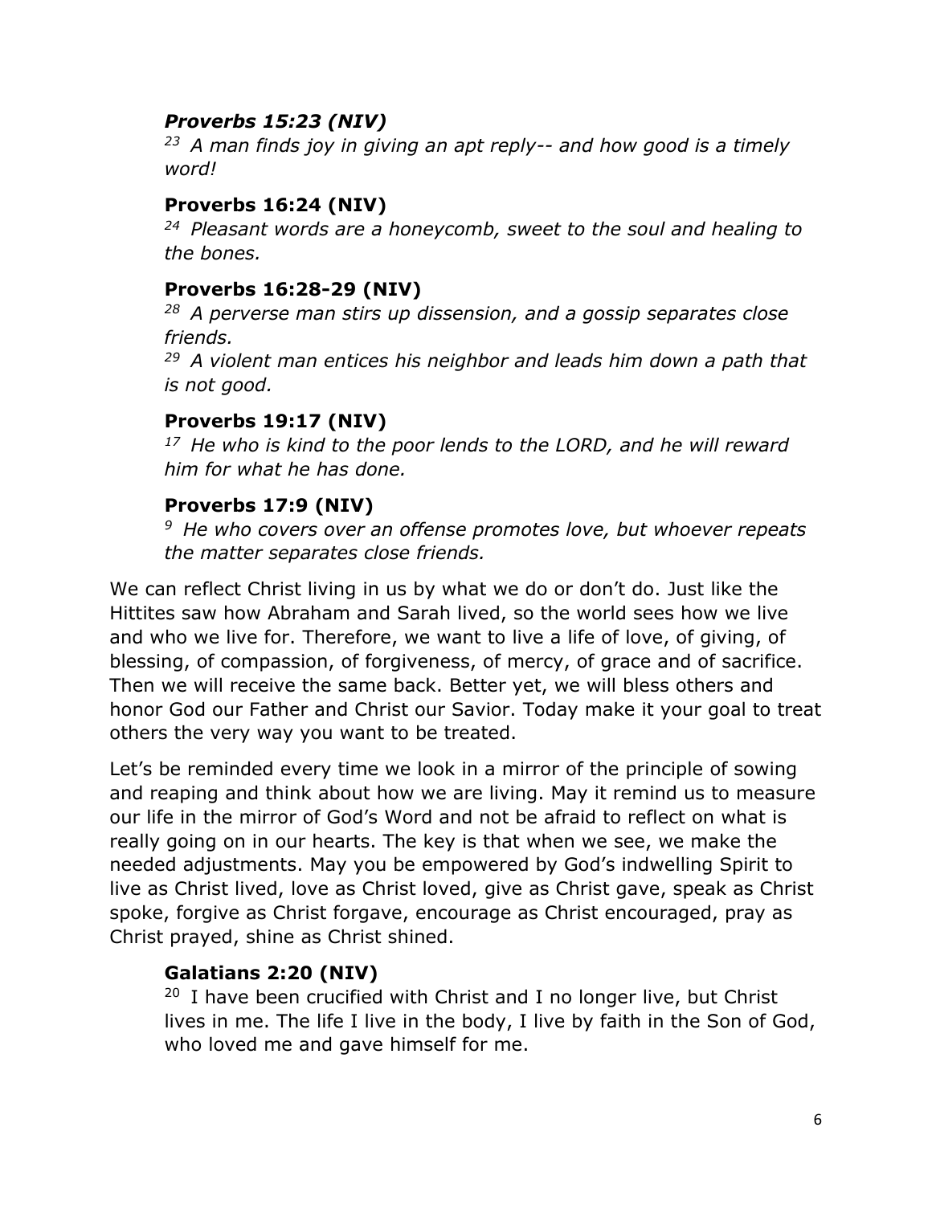***Proverbs 15:23 (NIV)***

*[23] A man finds joy in giving an apt reply-- and how good is a timely word!*

**Proverbs 16:24 (NIV)**

*[24] Pleasant words are a honeycomb, sweet to the soul and healing to the bones.*

**Proverbs 16:28-29 (NIV)**

*[28] A perverse man stirs up dissension, and a gossip separates close friends.*

*[29] A violent man entices his neighbor and leads him down a path that is not good.*

**Proverbs 19:17 (NIV)**

*[17] He who is kind to the poor lends to the LORD, and he will reward him for what he has done.*

**Proverbs 17:9 (NIV)**

*[9] He who covers over an offense promotes love, but whoever repeats the matter separates close friends.*

We can reflect Christ living in us by what we do or don't do. Just like the Hittites saw how Abraham and Sarah lived, so the world sees how we live and who we live for. Therefore, we want to live a life of love, of giving, of blessing, of compassion, of forgiveness, of mercy, of grace and of sacrifice. Then we will receive the same back. Better yet, we will bless others and honor God our Father and Christ our Savior. Today make it your goal to treat others the very way you want to be treated.

Let's be reminded every time we look in a mirror of the principle of sowing and reaping and think about how we are living. May it remind us to measure our life in the mirror of God's Word and not be afraid to reflect on what is really going on in our hearts. The key is that when we see, we make the needed adjustments. May you be empowered by God's indwelling Spirit to live as Christ lived, love as Christ loved, give as Christ gave, speak as Christ spoke, forgive as Christ forgave, encourage as Christ encouraged, pray as Christ prayed, shine as Christ shined.

**Galatians 2:20 (NIV)**

[20] I have been crucified with Christ and I no longer live, but Christ lives in me. The life I live in the body, I live by faith in the Son of God, who loved me and gave himself for me.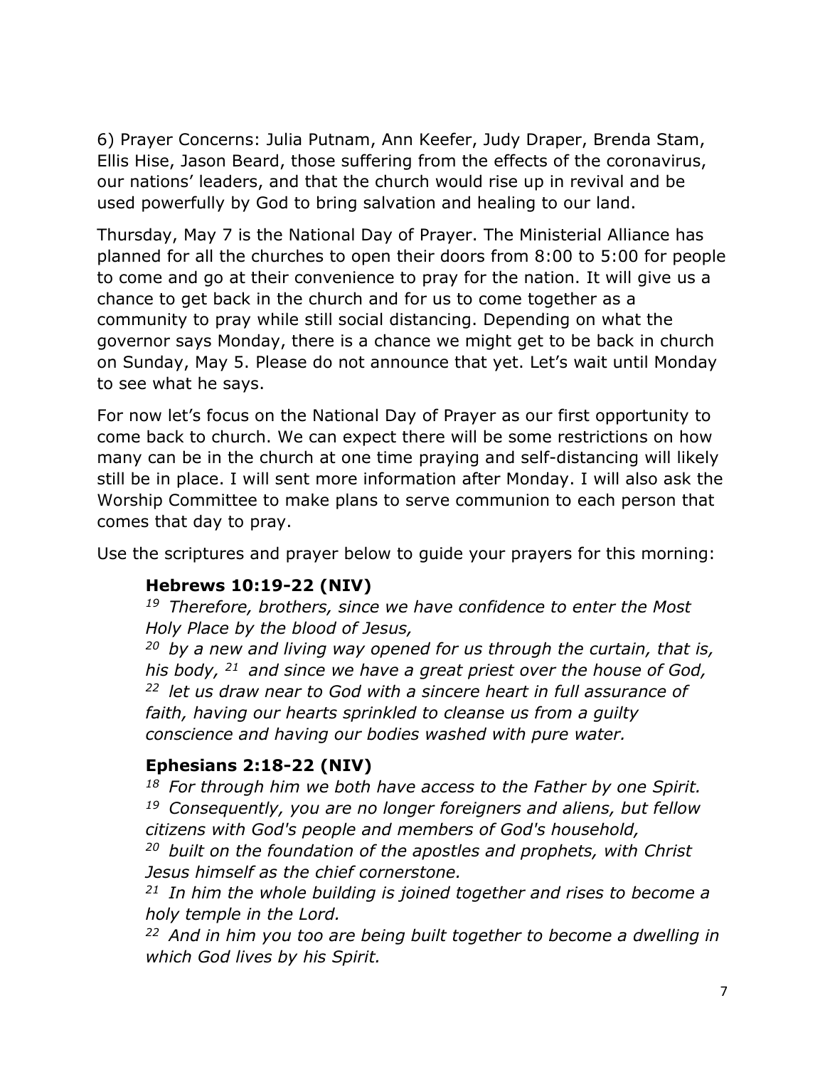6) Prayer Concerns: Julia Putnam, Ann Keefer, Judy Draper, Brenda Stam, Ellis Hise, Jason Beard, those suffering from the effects of the coronavirus, our nations' leaders, and that the church would rise up in revival and be used powerfully by God to bring salvation and healing to our land.

Thursday, May 7 is the National Day of Prayer. The Ministerial Alliance has planned for all the churches to open their doors from 8:00 to 5:00 for people to come and go at their convenience to pray for the nation. It will give us a chance to get back in the church and for us to come together as a community to pray while still social distancing. Depending on what the governor says Monday, there is a chance we might get to be back in church on Sunday, May 5. Please do not announce that yet. Let's wait until Monday to see what he says.

For now let's focus on the National Day of Prayer as our first opportunity to come back to church. We can expect there will be some restrictions on how many can be in the church at one time praying and self-distancing will likely still be in place. I will sent more information after Monday. I will also ask the Worship Committee to make plans to serve communion to each person that comes that day to pray.

Use the scriptures and prayer below to guide your prayers for this morning:

**Hebrews 10:19-22 (NIV)**
*19 Therefore, brothers, since we have confidence to enter the Most Holy Place by the blood of Jesus,*
*20 by a new and living way opened for us through the curtain, that is, his body, 21 and since we have a great priest over the house of God,*
*22 let us draw near to God with a sincere heart in full assurance of faith, having our hearts sprinkled to cleanse us from a guilty conscience and having our bodies washed with pure water.*

**Ephesians 2:18-22 (NIV)**
*18 For through him we both have access to the Father by one Spirit.*
*19 Consequently, you are no longer foreigners and aliens, but fellow citizens with God's people and members of God's household,*
*20 built on the foundation of the apostles and prophets, with Christ Jesus himself as the chief cornerstone.*
*21 In him the whole building is joined together and rises to become a holy temple in the Lord.*
*22 And in him you too are being built together to become a dwelling in which God lives by his Spirit.*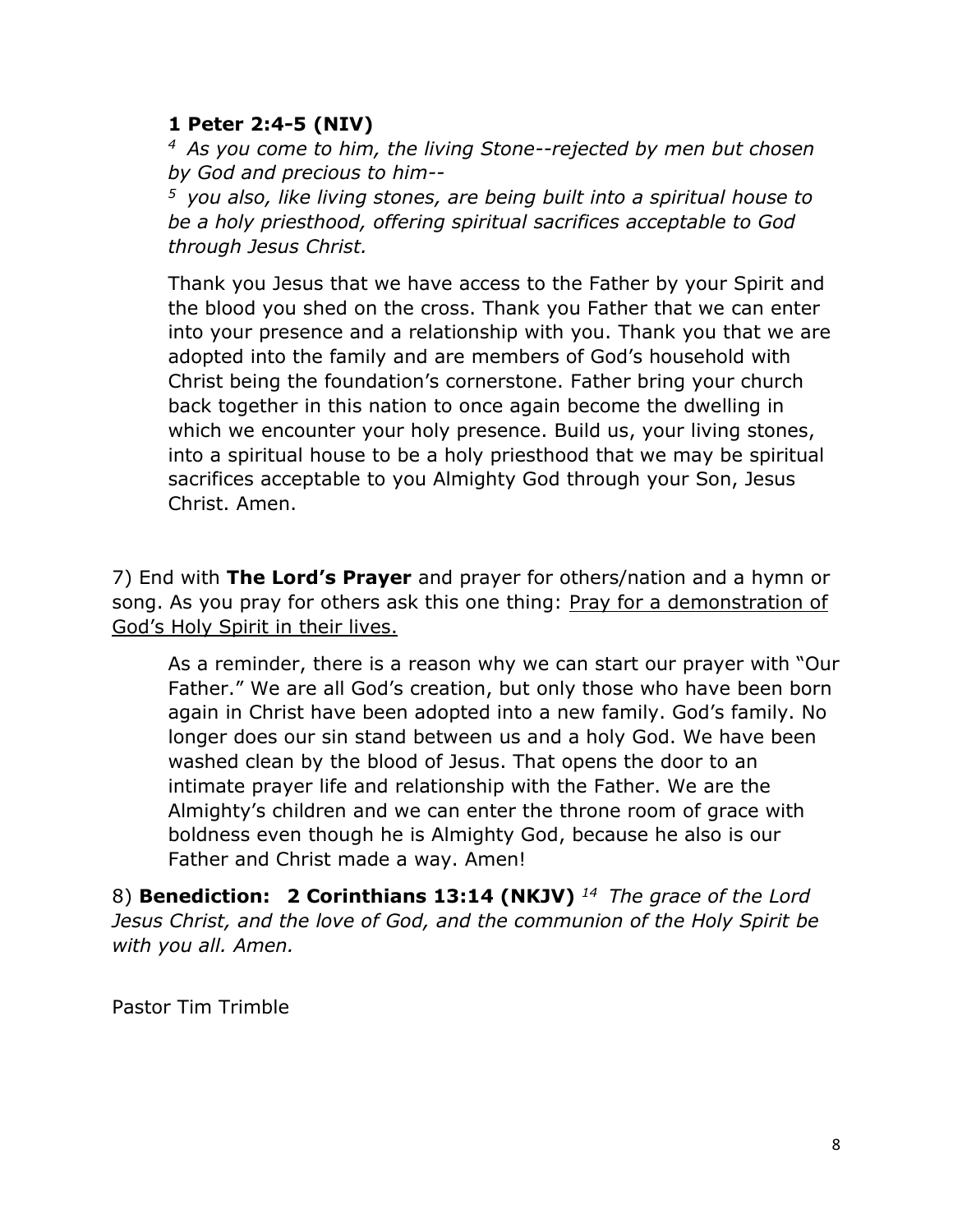**1 Peter 2:4-5 (NIV)**

*[4] As you come to him, the living Stone--rejected by men but chosen by God and precious to him--*

*[5] you also, like living stones, are being built into a spiritual house to be a holy priesthood, offering spiritual sacrifices acceptable to God through Jesus Christ.*

Thank you Jesus that we have access to the Father by your Spirit and the blood you shed on the cross. Thank you Father that we can enter into your presence and a relationship with you. Thank you that we are adopted into the family and are members of God's household with Christ being the foundation's cornerstone. Father bring your church back together in this nation to once again become the dwelling in which we encounter your holy presence. Build us, your living stones, into a spiritual house to be a holy priesthood that we may be spiritual sacrifices acceptable to you Almighty God through your Son, Jesus Christ. Amen.

7) End with **The Lord's Prayer** and prayer for others/nation and a hymn or song. As you pray for others ask this one thing: <u>Pray for a demonstration of God's Holy Spirit in their lives.</u>

As a reminder, there is a reason why we can start our prayer with "Our Father." We are all God's creation, but only those who have been born again in Christ have been adopted into a new family. God's family. No longer does our sin stand between us and a holy God. We have been washed clean by the blood of Jesus. That opens the door to an intimate prayer life and relationship with the Father. We are the Almighty's children and we can enter the throne room of grace with boldness even though he is Almighty God, because he also is our Father and Christ made a way. Amen!

8) **Benediction: 2 Corinthians 13:14 (NKJV)** *[14] The grace of the Lord Jesus Christ, and the love of God, and the communion of the Holy Spirit be with you all. Amen.*

Pastor Tim Trimble